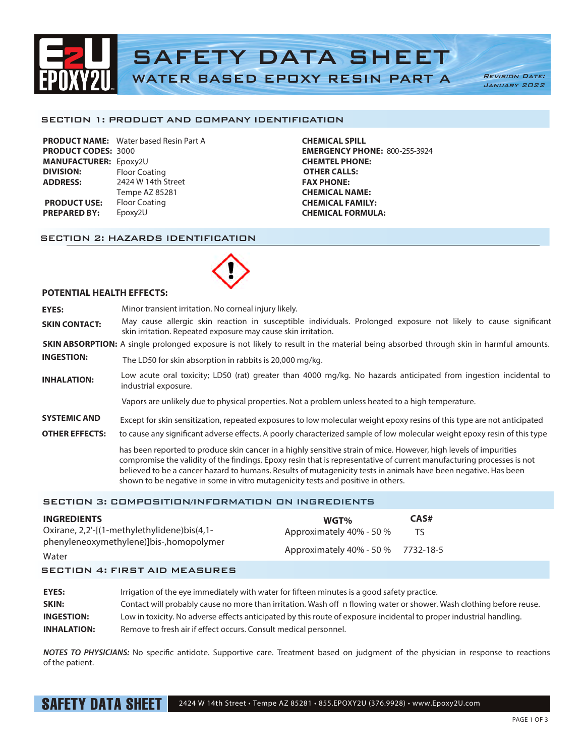# SAFETY DATA SHEET

## WATER BASED EPOXY RESIN PART A

*Revision Date: January 2022*

## SECTION 1: PRODUCT AND COMPANY IDENTIFICATION

**PRODUCT NAME:** Water based Resin Part A
**PRODUCT CODES:** 3000
**MANUFACTURER:** Epoxy2U
**DIVISION:** Floor Coating
**ADDRESS:** 2424 W 14th Street
Tempe AZ 85281
**PRODUCT USE:** Floor Coating
**PREPARED BY:** Epoxy2U

**CHEMICAL SPILL**
**EMERGENCY PHONE:** 800-255-3924
**CHEMTEL PHONE:**
**OTHER CALLS:**
**FAX PHONE:**
**CHEMICAL NAME:**
**CHEMICAL FAMILY:**
**CHEMICAL FORMULA:**

## SECTION 2: HAZARDS IDENTIFICATION

### POTENTIAL HEALTH EFFECTS:

**EYES:** Minor transient irritation. No corneal injury likely.

**SKIN CONTACT:** May cause allergic skin reaction in susceptible individuals. Prolonged exposure not likely to cause significant skin irritation. Repeated exposure may cause skin irritation.

**SKIN ABSORPTION:** A single prolonged exposure is not likely to result in the material being absorbed through skin in harmful amounts.

**INGESTION:** The LD50 for skin absorption in rabbits is 20,000 mg/kg.

**INHALATION:** Low acute oral toxicity; LD50 (rat) greater than 4000 mg/kg. No hazards anticipated from ingestion incidental to industrial exposure.

Vapors are unlikely due to physical properties. Not a problem unless heated to a high temperature.

**SYSTEMIC AND OTHER EFFECTS:** Except for skin sensitization, repeated exposures to low molecular weight epoxy resins of this type are not anticipated to cause any significant adverse effects. A poorly characterized sample of low molecular weight epoxy resin of this type has been reported to produce skin cancer in a highly sensitive strain of mice. However, high levels of impurities compromise the validity of the findings. Epoxy resin that is representative of current manufacturing processes is not believed to be a cancer hazard to humans. Results of mutagenicity tests in animals have been negative. Has been shown to be negative in some in vitro mutagenicity tests and positive in others.

## SECTION 3: COMPOSITION/INFORMATION ON INGREDIENTS

| INGREDIENTS | WGT% | CAS# |
|---|---|---|
| Oxirane, 2,2'-[(1-methylethylidene)bis(4,1-phenyleneoxymethylene)]bis-,homopolymer | Approximately 40% - 50 % | TS |
| Water | Approximately 40% - 50 % | 7732-18-5 |

## SECTION 4: FIRST AID MEASURES

**EYES:** Irrigation of the eye immediately with water for fifteen minutes is a good safety practice.

**SKIN:** Contact will probably cause no more than irritation. Wash off n flowing water or shower. Wash clothing before reuse.

**INGESTION:** Low in toxicity. No adverse effects anticipated by this route of exposure incidental to proper industrial handling.

**INHALATION:** Remove to fresh air if effect occurs. Consult medical personnel.

***NOTES TO PHYSICIANS:*** No specific antidote. Supportive care. Treatment based on judgment of the physician in response to reactions of the patient.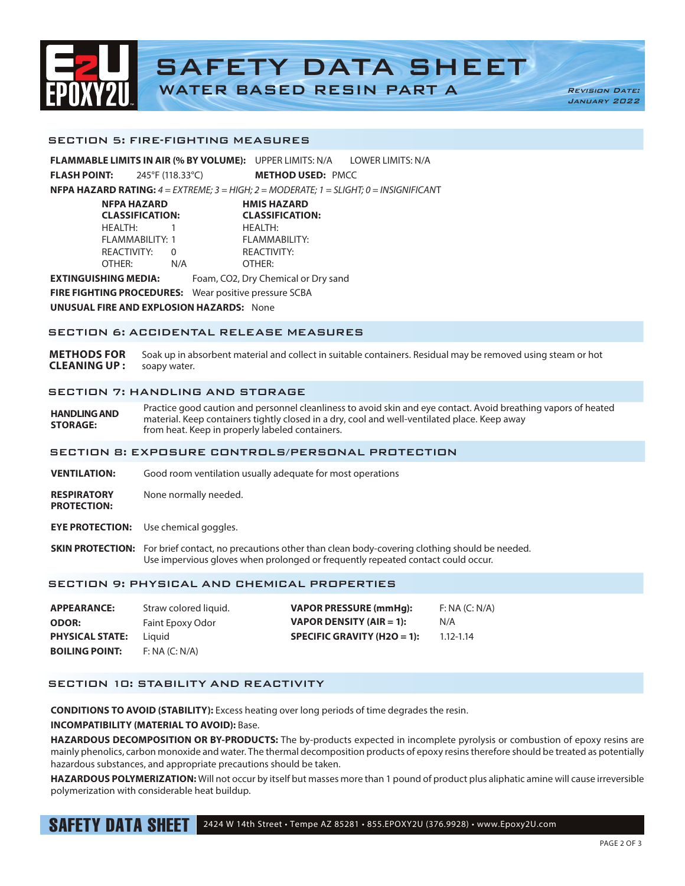# SAFETY DATA SHEET
## WATER BASED RESIN PART A

*Revision Date: January 2022*

## SECTION 5: FIRE-FIGHTING MEASURES

**FLAMMABLE LIMITS IN AIR (% BY VOLUME):** UPPER LIMITS: N/A LOWER LIMITS: N/A

**FLASH POINT:** 245°F (118.33°C) **METHOD USED:** PMCC

**NFPA HAZARD RATING:** *4 = EXTREME; 3 = HIGH; 2 = MODERATE; 1 = SLIGHT; 0 = INSIGNIFICANT*

| NFPA HAZARD CLASSIFICATION: | | HMIS HAZARD CLASSIFICATION: | |
|---|---|---|---|
| HEALTH: | 1 | HEALTH: | |
| FLAMMABILITY: | 1 | FLAMMABILITY: | |
| REACTIVITY: | 0 | REACTIVITY: | |
| OTHER: | N/A | OTHER: | |

**EXTINGUISHING MEDIA:** Foam, CO2, Dry Chemical or Dry sand

**FIRE FIGHTING PROCEDURES:** Wear positive pressure SCBA

**UNUSUAL FIRE AND EXPLOSION HAZARDS:** None

## SECTION 6: ACCIDENTAL RELEASE MEASURES

**METHODS FOR CLEANING UP:** Soak up in absorbent material and collect in suitable containers. Residual may be removed using steam or hot soapy water.

## SECTION 7: HANDLING AND STORAGE

**HANDLING AND STORAGE:** Practice good caution and personnel cleanliness to avoid skin and eye contact. Avoid breathing vapors of heated material. Keep containers tightly closed in a dry, cool and well-ventilated place. Keep away from heat. Keep in properly labeled containers.

## SECTION 8: EXPOSURE CONTROLS/PERSONAL PROTECTION

**VENTILATION:** Good room ventilation usually adequate for most operations

**RESPIRATORY PROTECTION:** None normally needed.

**EYE PROTECTION:** Use chemical goggles.

**SKIN PROTECTION:** For brief contact, no precautions other than clean body-covering clothing should be needed. Use impervious gloves when prolonged or frequently repeated contact could occur.

## SECTION 9: PHYSICAL AND CHEMICAL PROPERTIES

| | | | |
|---|---|---|---|
| **APPEARANCE:** | Straw colored liquid. | **VAPOR PRESSURE (mmHg):** | F: NA (C: N/A) |
| **ODOR:** | Faint Epoxy Odor | **VAPOR DENSITY (AIR = 1):** | N/A |
| **PHYSICAL STATE:** | Liquid | **SPECIFIC GRAVITY (H2O = 1):** | 1.12-1.14 |
| **BOILING POINT:** | F: NA (C: N/A) | | |

## SECTION 10: STABILITY AND REACTIVITY

**CONDITIONS TO AVOID (STABILITY):** Excess heating over long periods of time degrades the resin.

**INCOMPATIBILITY (MATERIAL TO AVOID):** Base.

**HAZARDOUS DECOMPOSITION OR BY-PRODUCTS:** The by-products expected in incomplete pyrolysis or combustion of epoxy resins are mainly phenolics, carbon monoxide and water. The thermal decomposition products of epoxy resins therefore should be treated as potentially hazardous substances, and appropriate precautions should be taken.

**HAZARDOUS POLYMERIZATION:** Will not occur by itself but masses more than 1 pound of product plus aliphatic amine will cause irreversible polymerization with considerable heat buildup.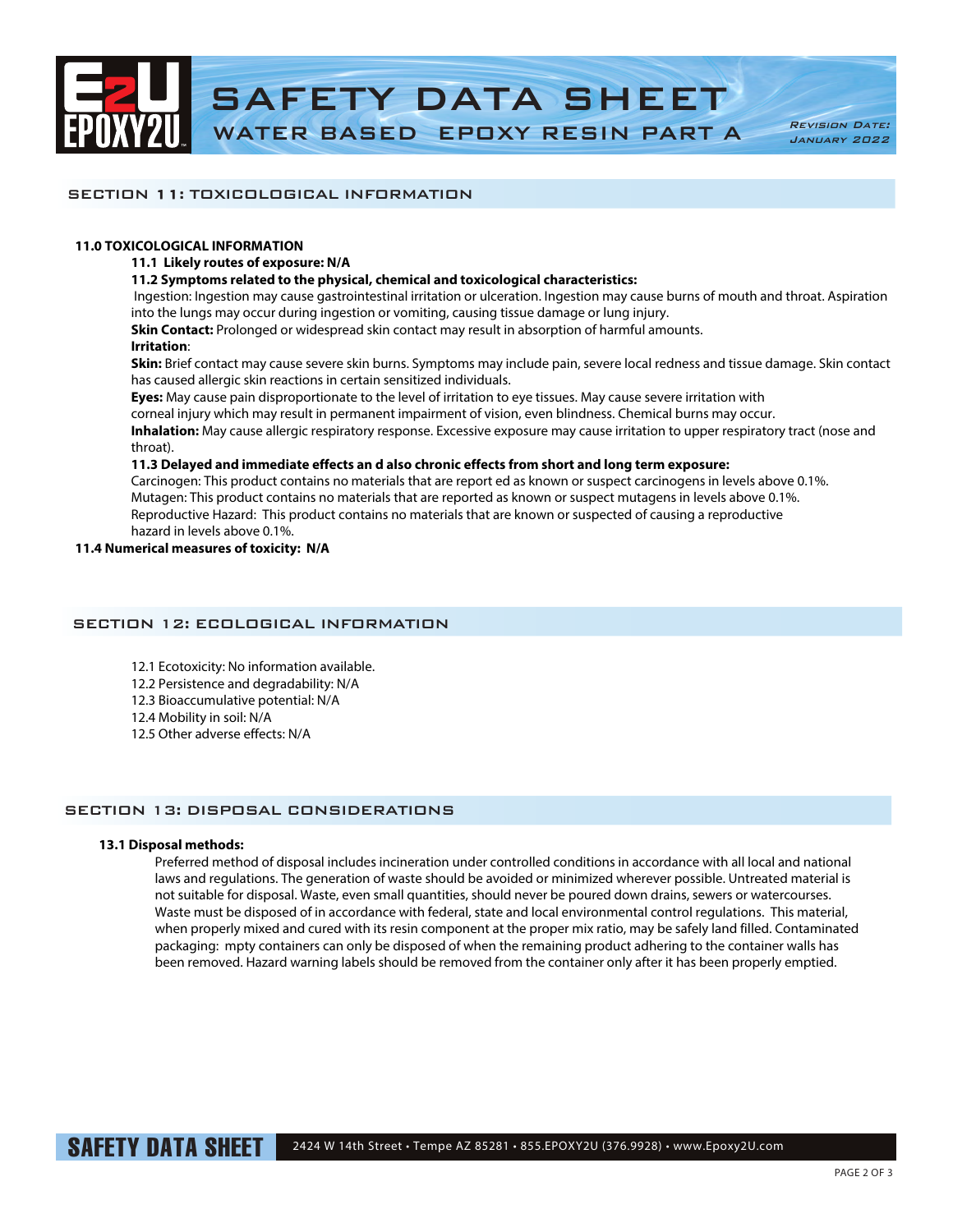## SECTION 11: TOXICOLOGICAL INFORMATION

**11.0 TOXICOLOGICAL INFORMATION**

**11.1 Likely routes of exposure: N/A**

**11.2 Symptoms related to the physical, chemical and toxicological characteristics:**

Ingestion: Ingestion may cause gastrointestinal irritation or ulceration. Ingestion may cause burns of mouth and throat. Aspiration into the lungs may occur during ingestion or vomiting, causing tissue damage or lung injury.

**Skin Contact:** Prolonged or widespread skin contact may result in absorption of harmful amounts.

**Irritation**:

**Skin:** Brief contact may cause severe skin burns. Symptoms may include pain, severe local redness and tissue damage. Skin contact has caused allergic skin reactions in certain sensitized individuals.

**Eyes:** May cause pain disproportionate to the level of irritation to eye tissues. May cause severe irritation with corneal injury which may result in permanent impairment of vision, even blindness. Chemical burns may occur.

**Inhalation:** May cause allergic respiratory response. Excessive exposure may cause irritation to upper respiratory tract (nose and throat).

**11.3 Delayed and immediate effects an d also chronic effects from short and long term exposure:**

Carcinogen: This product contains no materials that are report ed as known or suspect carcinogens in levels above 0.1%.
Mutagen: This product contains no materials that are reported as known or suspect mutagens in levels above 0.1%.
Reproductive Hazard: This product contains no materials that are known or suspected of causing a reproductive hazard in levels above 0.1%.

**11.4 Numerical measures of toxicity: N/A**

## SECTION 12: ECOLOGICAL INFORMATION

12.1 Ecotoxicity: No information available.
12.2 Persistence and degradability: N/A
12.3 Bioaccumulative potential: N/A
12.4 Mobility in soil: N/A
12.5 Other adverse effects: N/A

## SECTION 13: DISPOSAL CONSIDERATIONS

**13.1 Disposal methods:**

Preferred method of disposal includes incineration under controlled conditions in accordance with all local and national laws and regulations. The generation of waste should be avoided or minimized wherever possible. Untreated material is not suitable for disposal. Waste, even small quantities, should never be poured down drains, sewers or watercourses. Waste must be disposed of in accordance with federal, state and local environmental control regulations. This material, when properly mixed and cured with its resin component at the proper mix ratio, may be safely land filled. Contaminated packaging: mpty containers can only be disposed of when the remaining product adhering to the container walls has been removed. Hazard warning labels should be removed from the container only after it has been properly emptied.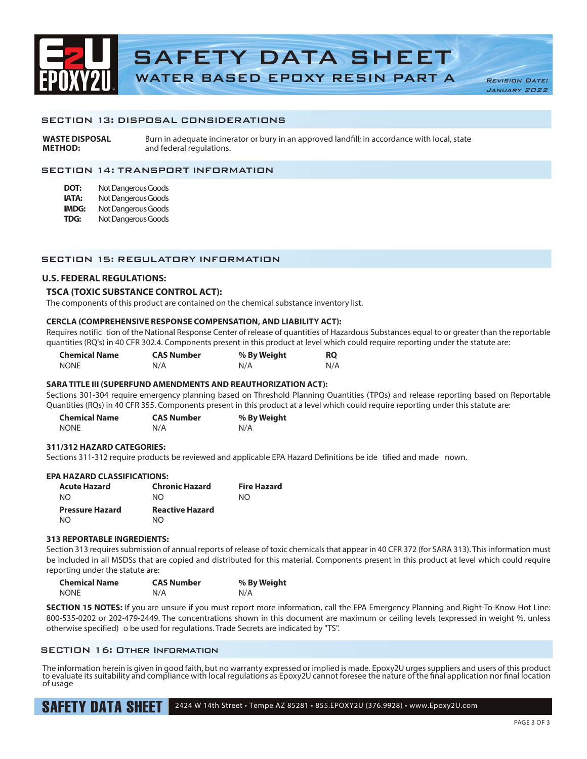## SECTION 13: DISPOSAL CONSIDERATIONS

**WASTE DISPOSAL METHOD:** Burn in adequate incinerator or bury in an approved landfill; in accordance with local, state and federal regulations.

## SECTION 14: TRANSPORT INFORMATION

**DOT:** Not Dangerous Goods
**IATA:** Not Dangerous Goods
**IMDG:** Not Dangerous Goods
**TDG:** Not Dangerous Goods

## SECTION 15: REGULATORY INFORMATION

### U.S. FEDERAL REGULATIONS:

#### TSCA (TOXIC SUBSTANCE CONTROL ACT):

The components of this product are contained on the chemical substance inventory list.

#### CERCLA (COMPREHENSIVE RESPONSE COMPENSATION, AND LIABILITY ACT):

Requires notific tion of the National Response Center of release of quantities of Hazardous Substances equal to or greater than the reportable quantities (RQ's) in 40 CFR 302.4. Components present in this product at level which could require reporting under the statute are:

| Chemical Name | CAS Number | % By Weight | RQ |
|---|---|---|---|
| NONE | N/A | N/A | N/A |

#### SARA TITLE III (SUPERFUND AMENDMENTS AND REAUTHORIZATION ACT):

Sections 301-304 require emergency planning based on Threshold Planning Quantities (TPQs) and release reporting based on Reportable Quantities (RQs) in 40 CFR 355. Components present in this product at a level which could require reporting under this statute are:

| Chemical Name | CAS Number | % By Weight |
|---|---|---|
| NONE | N/A | N/A |

#### 311/312 HAZARD CATEGORIES:

Sections 311-312 require products be reviewed and applicable EPA Hazard Definitions be ide tified and made nown.

#### EPA HAZARD CLASSIFICATIONS:

| Acute Hazard | Chronic Hazard | Fire Hazard |
|---|---|---|
| NO | NO | NO |
| **Pressure Hazard** | **Reactive Hazard** | |
| NO | NO | |

#### 313 REPORTABLE INGREDIENTS:

Section 313 requires submission of annual reports of release of toxic chemicals that appear in 40 CFR 372 (for SARA 313). This information must be included in all MSDSs that are copied and distributed for this material. Components present in this product at level which could require reporting under the statute are:

| Chemical Name | CAS Number | % By Weight |
|---|---|---|
| NONE | N/A | N/A |

**SECTION 15 NOTES:** If you are unsure if you must report more information, call the EPA Emergency Planning and Right-To-Know Hot Line: 800-535-0202 or 202-479-2449. The concentrations shown in this document are maximum or ceiling levels (expressed in weight %, unless otherwise specified) o be used for regulations. Trade Secrets are indicated by "TS".

## SECTION 16: Other Information

The information herein is given in good faith, but no warranty expressed or implied is made. Epoxy2U urges suppliers and users of this product to evaluate its suitability and compliance with local regulations as Epoxy2U cannot foresee the nature of the final application nor final location of usage

**SAFETY DATA SHEET** 2424 W 14th Street • Tempe AZ 85281 • 855.EPOXY2U (376.9928) • www.Epoxy2U.com